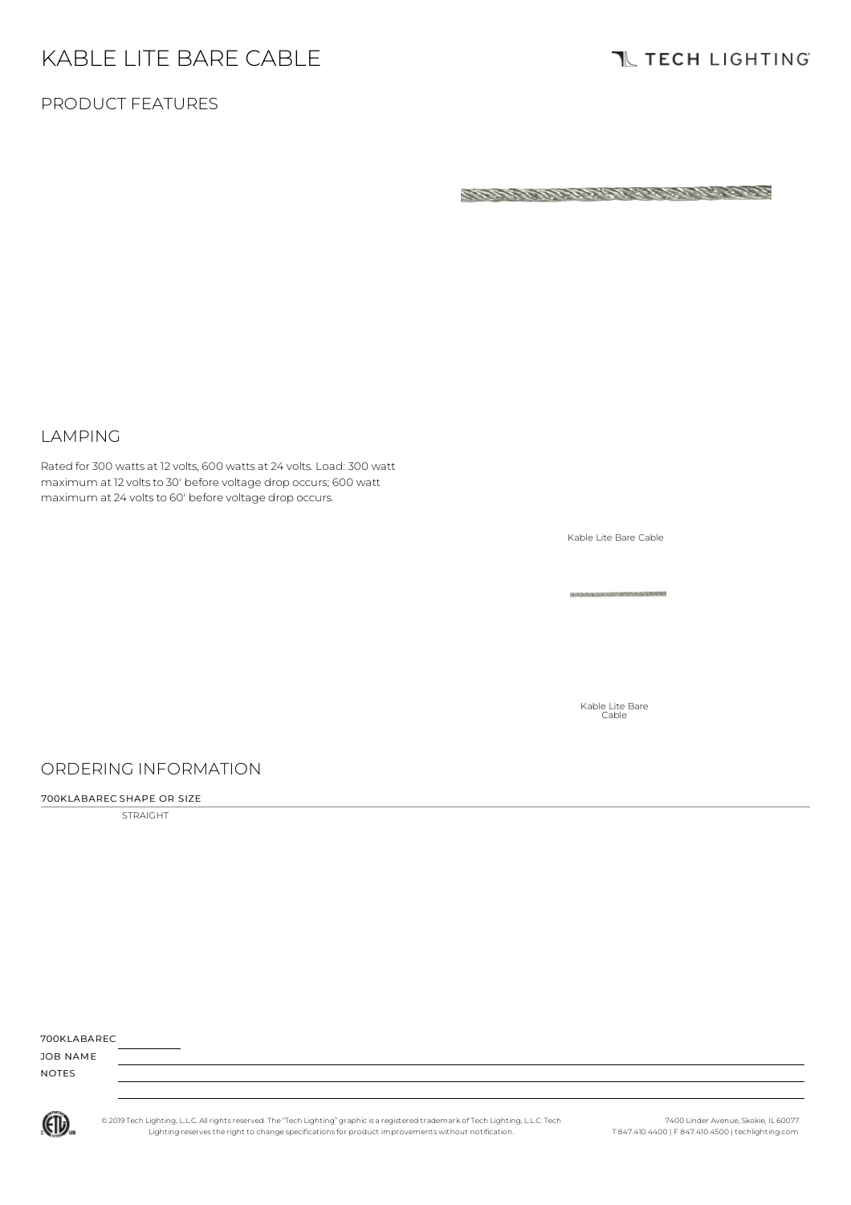# KABLE LITE BARE CABLE

TECH LIGHTING

## PRODUCT FEATURES

## LAMPING

Rated for 300 watts at 12 volts, 600 watts at 24 volts. Load: 300 watt maximum at 12 volts to 30' before voltage drop occurs; 600 watt maximum at 24 volts to 60' before voltage drop occurs.

Kable Lite Bare Cable

Kable Lite Bare Cable

## ORDERING INFORMATION

700KLABAREC SHAPE OR SIZE

STRAIGHT

700KLABAREC ________

JOB NAME

NOTES

© 2019 Tech Lighting, L.L.C. All rights reserved. The "Tech Lighting" graphic is a registered trademark of Tech Lighting, L.L.C. Tech Lighting reserves the right to change specifications for product improvements without notification.

7400 Linder Avenue, Skokie, IL 60077
T 847.410.4400 | F 847.410.4500 | techlighting.com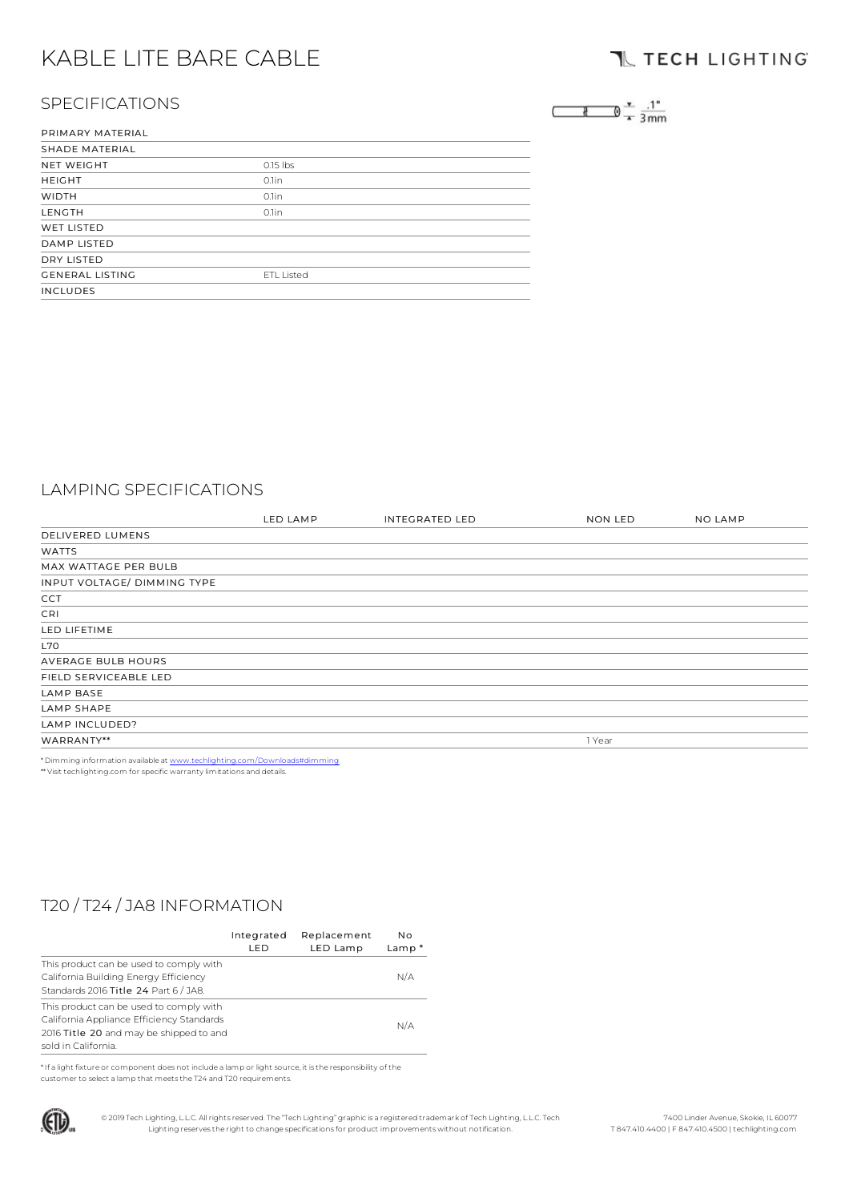# KABLE LITE BARE CABLE

TECH LIGHTING

## SPECIFICATIONS

.1"
3mm

| | |
|---|---|
| PRIMARY MATERIAL | |
| SHADE MATERIAL | |
| NET WEIGHT | 0.15 lbs |
| HEIGHT | 0.1in |
| WIDTH | 0.1in |
| LENGTH | 0.1in |
| WET LISTED | |
| DAMP LISTED | |
| DRY LISTED | |
| GENERAL LISTING | ETL Listed |
| INCLUDES | |

## LAMPING SPECIFICATIONS

| | LED LAMP | INTEGRATED LED | NON LED | NO LAMP |
|---|---|---|---|---|
| DELIVERED LUMENS | | | | |
| WATTS | | | | |
| MAX WATTAGE PER BULB | | | | |
| INPUT VOLTAGE/ DIMMING TYPE | | | | |
| CCT | | | | |
| CRI | | | | |
| LED LIFETIME | | | | |
| L70 | | | | |
| AVERAGE BULB HOURS | | | | |
| FIELD SERVICEABLE LED | | | | |
| LAMP BASE | | | | |
| LAMP SHAPE | | | | |
| LAMP INCLUDED? | | | | |
| WARRANTY** | | | 1 Year | |

* Dimming information available at www.techlighting.com/Downloads#dimming
** Visit techlighting.com for specific warranty limitations and details.

## T20 / T24 / JA8 INFORMATION

| | Integrated LED | Replacement LED Lamp | No Lamp * |
|---|---|---|---|
| This product can be used to comply with California Building Energy Efficiency Standards 2016 **Title 24** Part 6 / JA8. | | | N/A |
| This product can be used to comply with California Appliance Efficiency Standards 2016 **Title 20** and may be shipped to and sold in California. | | | N/A |

* If a light fixture or component does not include a lamp or light source, it is the responsibility of the customer to select a lamp that meets the T24 and T20 requirements.

© 2019 Tech Lighting, L.L.C. All rights reserved. The "Tech Lighting" graphic is a registered trademark of Tech Lighting, L.L.C. Tech Lighting reserves the right to change specifications for product improvements without notification.

7400 Linder Avenue, Skokie, IL 60077
T 847.410.4400 | F 847.410.4500 | techlighting.com